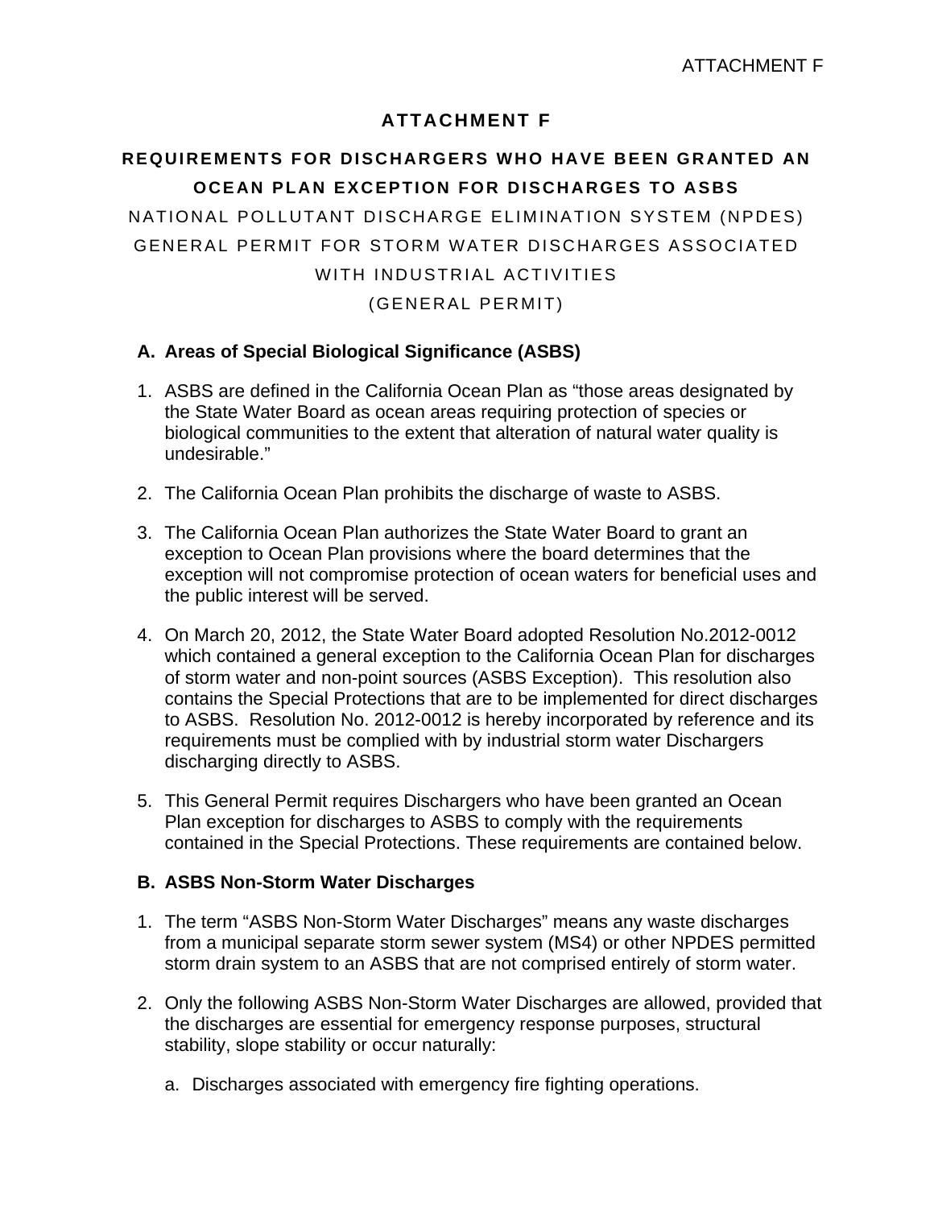# ATTACHMENT F

## REQUIREMENTS FOR DISCHARGERS WHO HAVE BEEN GRANTED AN OCEAN PLAN EXCEPTION FOR DISCHARGES TO ASBS

NATIONAL POLLUTANT DISCHARGE ELIMINATION SYSTEM (NPDES) GENERAL PERMIT FOR STORM WATER DISCHARGES ASSOCIATED WITH INDUSTRIAL ACTIVITIES

(GENERAL PERMIT)

### A. Areas of Special Biological Significance (ASBS)

1. ASBS are defined in the California Ocean Plan as "those areas designated by the State Water Board as ocean areas requiring protection of species or biological communities to the extent that alteration of natural water quality is undesirable."

2. The California Ocean Plan prohibits the discharge of waste to ASBS.

3. The California Ocean Plan authorizes the State Water Board to grant an exception to Ocean Plan provisions where the board determines that the exception will not compromise protection of ocean waters for beneficial uses and the public interest will be served.

4. On March 20, 2012, the State Water Board adopted Resolution No.2012-0012 which contained a general exception to the California Ocean Plan for discharges of storm water and non-point sources (ASBS Exception). This resolution also contains the Special Protections that are to be implemented for direct discharges to ASBS. Resolution No. 2012-0012 is hereby incorporated by reference and its requirements must be complied with by industrial storm water Dischargers discharging directly to ASBS.

5. This General Permit requires Dischargers who have been granted an Ocean Plan exception for discharges to ASBS to comply with the requirements contained in the Special Protections. These requirements are contained below.

### B. ASBS Non-Storm Water Discharges

1. The term "ASBS Non-Storm Water Discharges" means any waste discharges from a municipal separate storm sewer system (MS4) or other NPDES permitted storm drain system to an ASBS that are not comprised entirely of storm water.

2. Only the following ASBS Non-Storm Water Discharges are allowed, provided that the discharges are essential for emergency response purposes, structural stability, slope stability or occur naturally:

   a. Discharges associated with emergency fire fighting operations.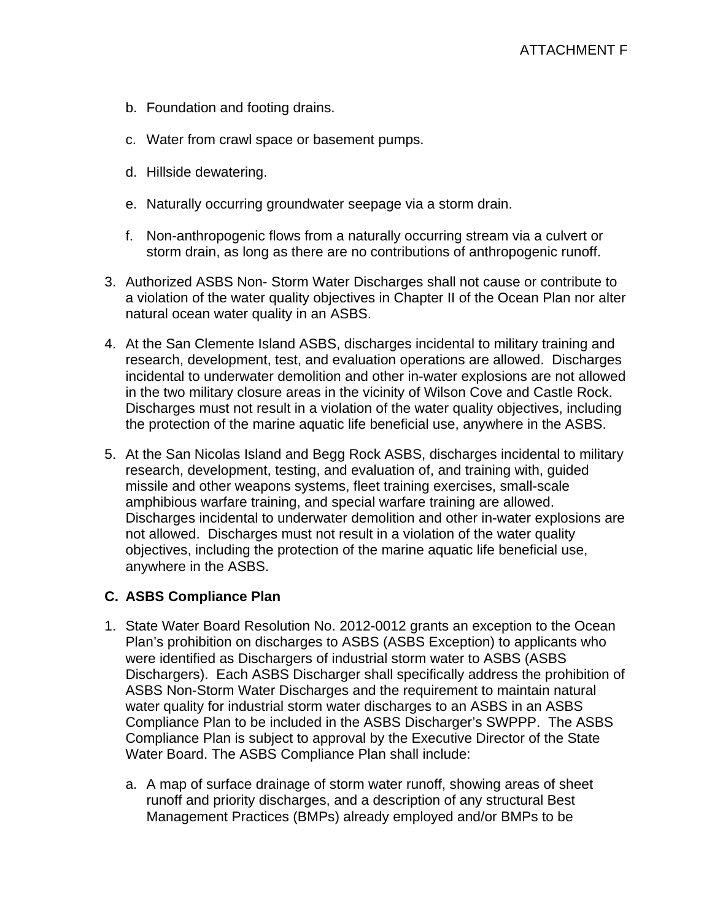b. Foundation and footing drains.

c. Water from crawl space or basement pumps.

d. Hillside dewatering.

e. Naturally occurring groundwater seepage via a storm drain.

f. Non-anthropogenic flows from a naturally occurring stream via a culvert or storm drain, as long as there are no contributions of anthropogenic runoff.

3. Authorized ASBS Non- Storm Water Discharges shall not cause or contribute to a violation of the water quality objectives in Chapter II of the Ocean Plan nor alter natural ocean water quality in an ASBS.

4. At the San Clemente Island ASBS, discharges incidental to military training and research, development, test, and evaluation operations are allowed. Discharges incidental to underwater demolition and other in-water explosions are not allowed in the two military closure areas in the vicinity of Wilson Cove and Castle Rock. Discharges must not result in a violation of the water quality objectives, including the protection of the marine aquatic life beneficial use, anywhere in the ASBS.

5. At the San Nicolas Island and Begg Rock ASBS, discharges incidental to military research, development, testing, and evaluation of, and training with, guided missile and other weapons systems, fleet training exercises, small-scale amphibious warfare training, and special warfare training are allowed. Discharges incidental to underwater demolition and other in-water explosions are not allowed. Discharges must not result in a violation of the water quality objectives, including the protection of the marine aquatic life beneficial use, anywhere in the ASBS.

### C. ASBS Compliance Plan

1. State Water Board Resolution No. 2012-0012 grants an exception to the Ocean Plan's prohibition on discharges to ASBS (ASBS Exception) to applicants who were identified as Dischargers of industrial storm water to ASBS (ASBS Dischargers). Each ASBS Discharger shall specifically address the prohibition of ASBS Non-Storm Water Discharges and the requirement to maintain natural water quality for industrial storm water discharges to an ASBS in an ASBS Compliance Plan to be included in the ASBS Discharger's SWPPP. The ASBS Compliance Plan is subject to approval by the Executive Director of the State Water Board. The ASBS Compliance Plan shall include:

   a. A map of surface drainage of storm water runoff, showing areas of sheet runoff and priority discharges, and a description of any structural Best Management Practices (BMPs) already employed and/or BMPs to be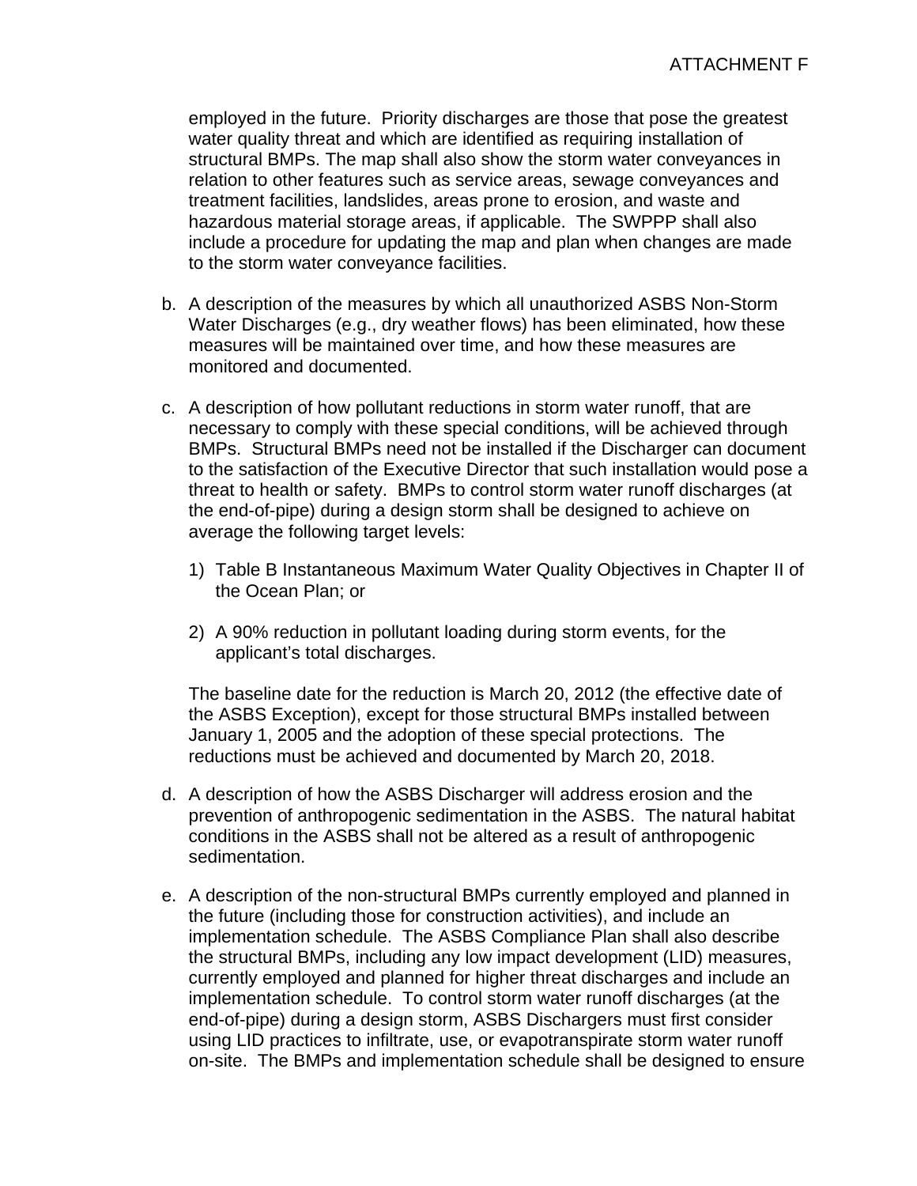employed in the future. Priority discharges are those that pose the greatest water quality threat and which are identified as requiring installation of structural BMPs. The map shall also show the storm water conveyances in relation to other features such as service areas, sewage conveyances and treatment facilities, landslides, areas prone to erosion, and waste and hazardous material storage areas, if applicable. The SWPPP shall also include a procedure for updating the map and plan when changes are made to the storm water conveyance facilities.

b. A description of the measures by which all unauthorized ASBS Non-Storm Water Discharges (e.g., dry weather flows) has been eliminated, how these measures will be maintained over time, and how these measures are monitored and documented.

c. A description of how pollutant reductions in storm water runoff, that are necessary to comply with these special conditions, will be achieved through BMPs. Structural BMPs need not be installed if the Discharger can document to the satisfaction of the Executive Director that such installation would pose a threat to health or safety. BMPs to control storm water runoff discharges (at the end-of-pipe) during a design storm shall be designed to achieve on average the following target levels:

   1) Table B Instantaneous Maximum Water Quality Objectives in Chapter II of the Ocean Plan; or

   2) A 90% reduction in pollutant loading during storm events, for the applicant's total discharges.

   The baseline date for the reduction is March 20, 2012 (the effective date of the ASBS Exception), except for those structural BMPs installed between January 1, 2005 and the adoption of these special protections. The reductions must be achieved and documented by March 20, 2018.

d. A description of how the ASBS Discharger will address erosion and the prevention of anthropogenic sedimentation in the ASBS. The natural habitat conditions in the ASBS shall not be altered as a result of anthropogenic sedimentation.

e. A description of the non-structural BMPs currently employed and planned in the future (including those for construction activities), and include an implementation schedule. The ASBS Compliance Plan shall also describe the structural BMPs, including any low impact development (LID) measures, currently employed and planned for higher threat discharges and include an implementation schedule. To control storm water runoff discharges (at the end-of-pipe) during a design storm, ASBS Dischargers must first consider using LID practices to infiltrate, use, or evapotranspirate storm water runoff on-site. The BMPs and implementation schedule shall be designed to ensure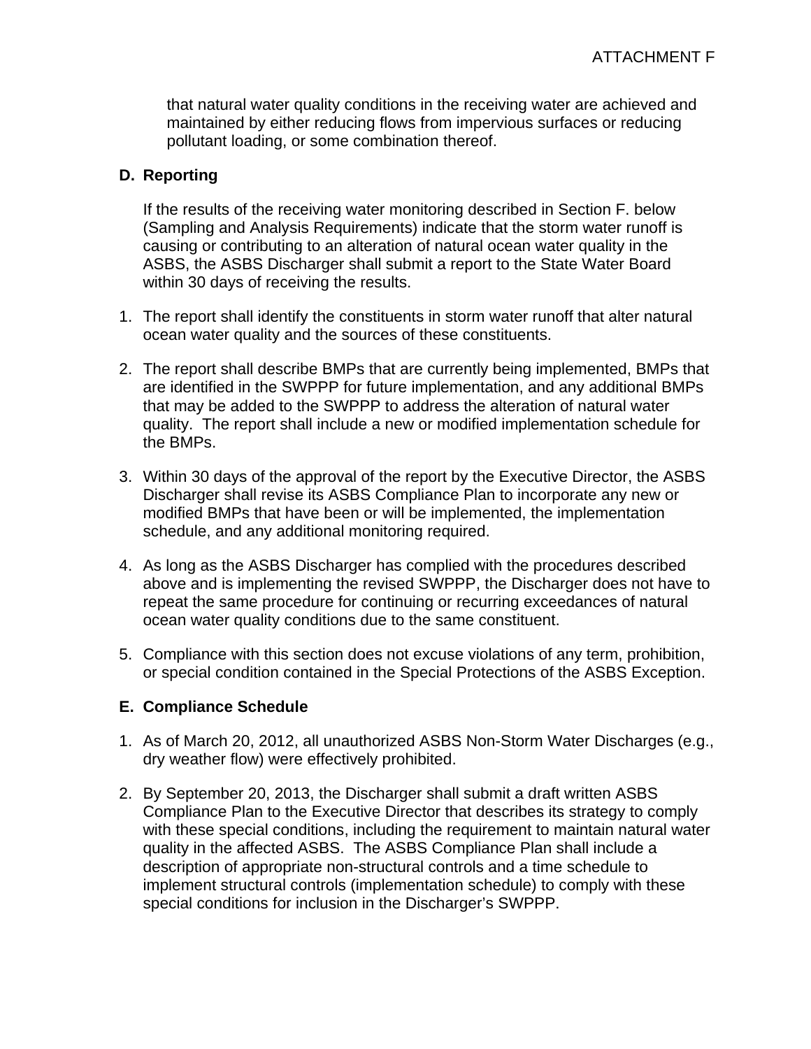that natural water quality conditions in the receiving water are achieved and maintained by either reducing flows from impervious surfaces or reducing pollutant loading, or some combination thereof.

**D. Reporting**

If the results of the receiving water monitoring described in Section F. below (Sampling and Analysis Requirements) indicate that the storm water runoff is causing or contributing to an alteration of natural ocean water quality in the ASBS, the ASBS Discharger shall submit a report to the State Water Board within 30 days of receiving the results.

1. The report shall identify the constituents in storm water runoff that alter natural ocean water quality and the sources of these constituents.

2. The report shall describe BMPs that are currently being implemented, BMPs that are identified in the SWPPP for future implementation, and any additional BMPs that may be added to the SWPPP to address the alteration of natural water quality. The report shall include a new or modified implementation schedule for the BMPs.

3. Within 30 days of the approval of the report by the Executive Director, the ASBS Discharger shall revise its ASBS Compliance Plan to incorporate any new or modified BMPs that have been or will be implemented, the implementation schedule, and any additional monitoring required.

4. As long as the ASBS Discharger has complied with the procedures described above and is implementing the revised SWPPP, the Discharger does not have to repeat the same procedure for continuing or recurring exceedances of natural ocean water quality conditions due to the same constituent.

5. Compliance with this section does not excuse violations of any term, prohibition, or special condition contained in the Special Protections of the ASBS Exception.

**E. Compliance Schedule**

1. As of March 20, 2012, all unauthorized ASBS Non-Storm Water Discharges (e.g., dry weather flow) were effectively prohibited.

2. By September 20, 2013, the Discharger shall submit a draft written ASBS Compliance Plan to the Executive Director that describes its strategy to comply with these special conditions, including the requirement to maintain natural water quality in the affected ASBS. The ASBS Compliance Plan shall include a description of appropriate non-structural controls and a time schedule to implement structural controls (implementation schedule) to comply with these special conditions for inclusion in the Discharger's SWPPP.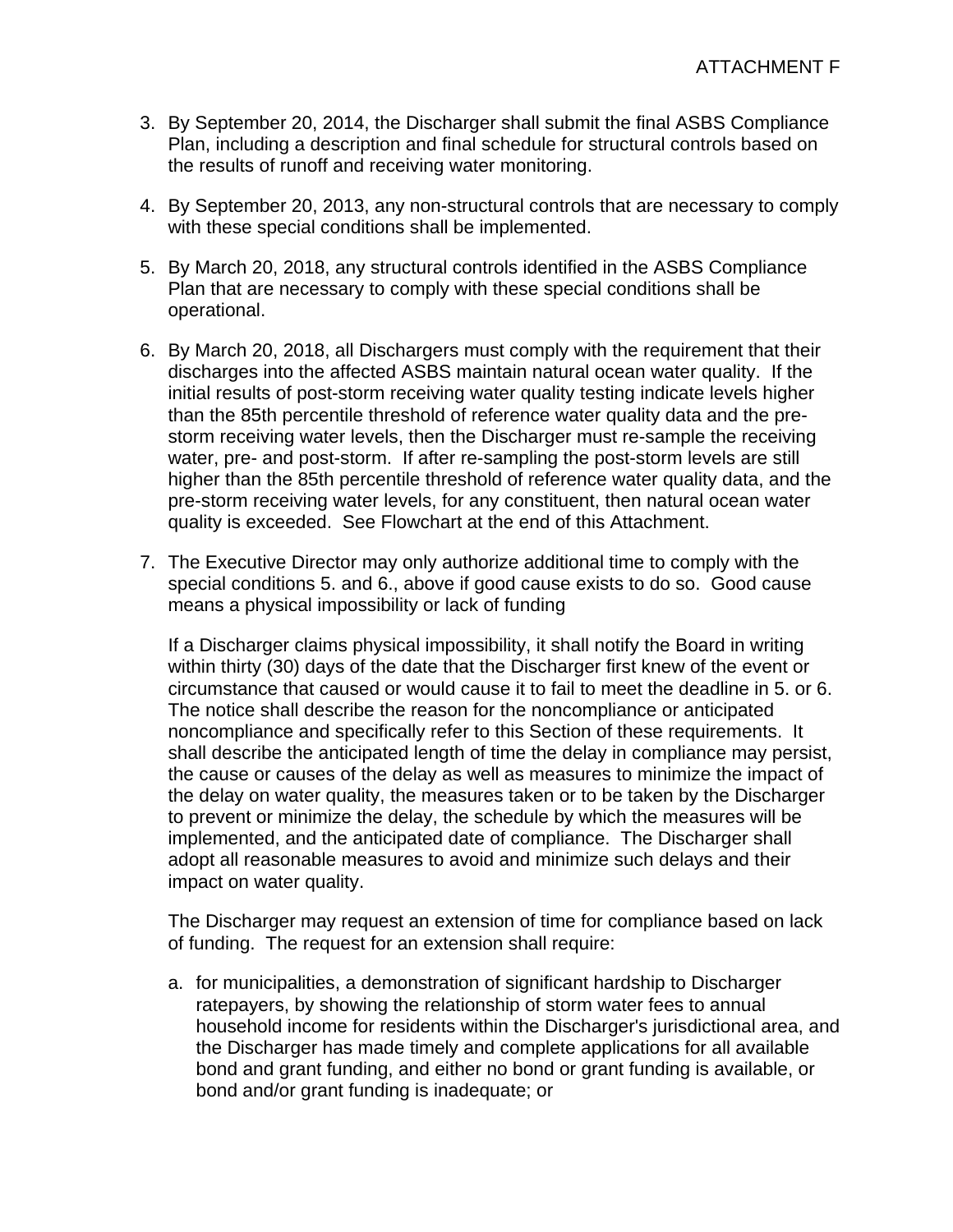3. By September 20, 2014, the Discharger shall submit the final ASBS Compliance Plan, including a description and final schedule for structural controls based on the results of runoff and receiving water monitoring.

4. By September 20, 2013, any non-structural controls that are necessary to comply with these special conditions shall be implemented.

5. By March 20, 2018, any structural controls identified in the ASBS Compliance Plan that are necessary to comply with these special conditions shall be operational.

6. By March 20, 2018, all Dischargers must comply with the requirement that their discharges into the affected ASBS maintain natural ocean water quality. If the initial results of post-storm receiving water quality testing indicate levels higher than the 85th percentile threshold of reference water quality data and the pre-storm receiving water levels, then the Discharger must re-sample the receiving water, pre- and post-storm. If after re-sampling the post-storm levels are still higher than the 85th percentile threshold of reference water quality data, and the pre-storm receiving water levels, for any constituent, then natural ocean water quality is exceeded. See Flowchart at the end of this Attachment.

7. The Executive Director may only authorize additional time to comply with the special conditions 5. and 6., above if good cause exists to do so. Good cause means a physical impossibility or lack of funding

   If a Discharger claims physical impossibility, it shall notify the Board in writing within thirty (30) days of the date that the Discharger first knew of the event or circumstance that caused or would cause it to fail to meet the deadline in 5. or 6. The notice shall describe the reason for the noncompliance or anticipated noncompliance and specifically refer to this Section of these requirements. It shall describe the anticipated length of time the delay in compliance may persist, the cause or causes of the delay as well as measures to minimize the impact of the delay on water quality, the measures taken or to be taken by the Discharger to prevent or minimize the delay, the schedule by which the measures will be implemented, and the anticipated date of compliance. The Discharger shall adopt all reasonable measures to avoid and minimize such delays and their impact on water quality.

   The Discharger may request an extension of time for compliance based on lack of funding. The request for an extension shall require:

   a. for municipalities, a demonstration of significant hardship to Discharger ratepayers, by showing the relationship of storm water fees to annual household income for residents within the Discharger's jurisdictional area, and the Discharger has made timely and complete applications for all available bond and grant funding, and either no bond or grant funding is available, or bond and/or grant funding is inadequate; or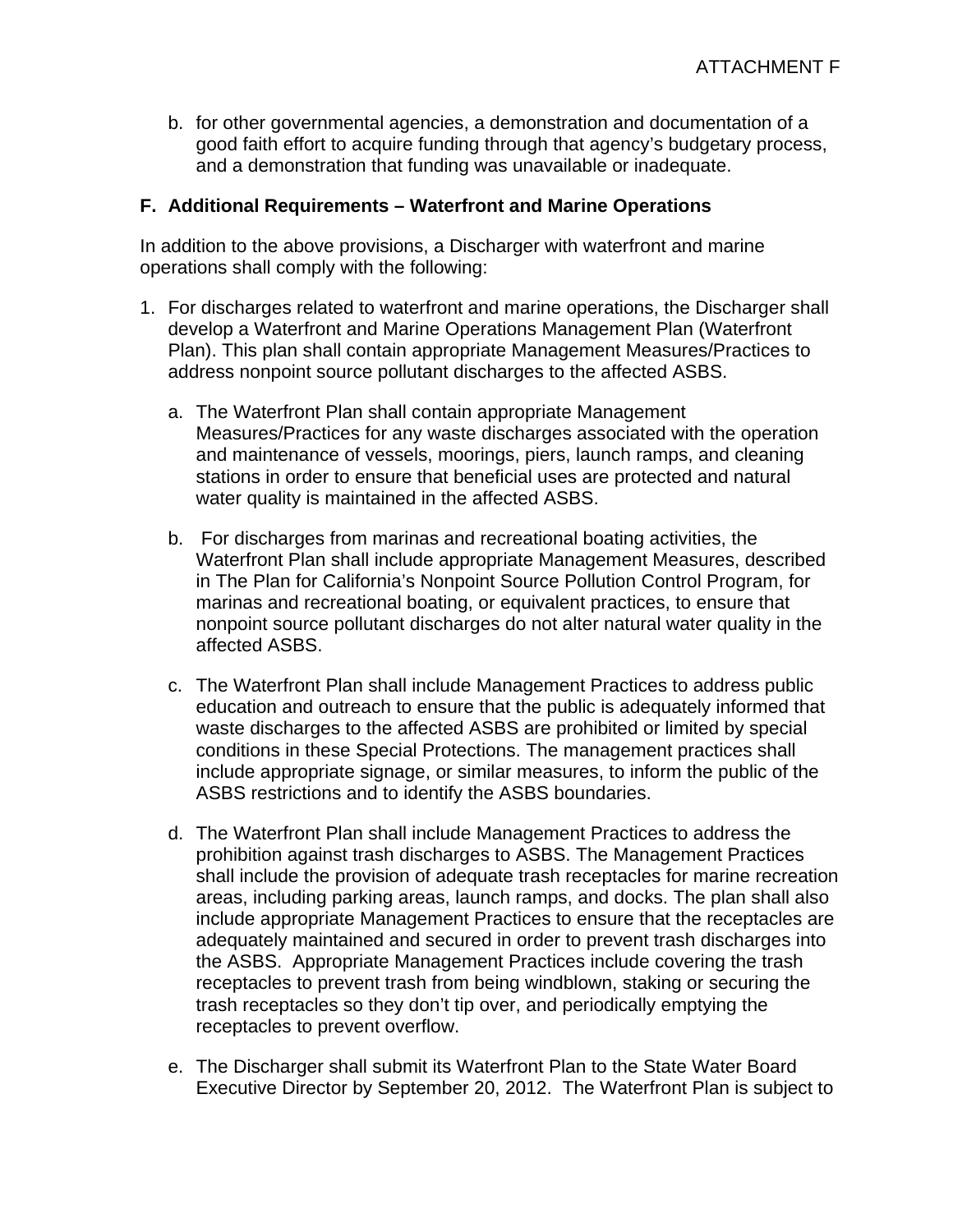b. for other governmental agencies, a demonstration and documentation of a good faith effort to acquire funding through that agency's budgetary process, and a demonstration that funding was unavailable or inadequate.

**F. Additional Requirements – Waterfront and Marine Operations**

In addition to the above provisions, a Discharger with waterfront and marine operations shall comply with the following:

1. For discharges related to waterfront and marine operations, the Discharger shall develop a Waterfront and Marine Operations Management Plan (Waterfront Plan). This plan shall contain appropriate Management Measures/Practices to address nonpoint source pollutant discharges to the affected ASBS.

   a. The Waterfront Plan shall contain appropriate Management Measures/Practices for any waste discharges associated with the operation and maintenance of vessels, moorings, piers, launch ramps, and cleaning stations in order to ensure that beneficial uses are protected and natural water quality is maintained in the affected ASBS.

   b. For discharges from marinas and recreational boating activities, the Waterfront Plan shall include appropriate Management Measures, described in The Plan for California's Nonpoint Source Pollution Control Program, for marinas and recreational boating, or equivalent practices, to ensure that nonpoint source pollutant discharges do not alter natural water quality in the affected ASBS.

   c. The Waterfront Plan shall include Management Practices to address public education and outreach to ensure that the public is adequately informed that waste discharges to the affected ASBS are prohibited or limited by special conditions in these Special Protections. The management practices shall include appropriate signage, or similar measures, to inform the public of the ASBS restrictions and to identify the ASBS boundaries.

   d. The Waterfront Plan shall include Management Practices to address the prohibition against trash discharges to ASBS. The Management Practices shall include the provision of adequate trash receptacles for marine recreation areas, including parking areas, launch ramps, and docks. The plan shall also include appropriate Management Practices to ensure that the receptacles are adequately maintained and secured in order to prevent trash discharges into the ASBS. Appropriate Management Practices include covering the trash receptacles to prevent trash from being windblown, staking or securing the trash receptacles so they don't tip over, and periodically emptying the receptacles to prevent overflow.

   e. The Discharger shall submit its Waterfront Plan to the State Water Board Executive Director by September 20, 2012. The Waterfront Plan is subject to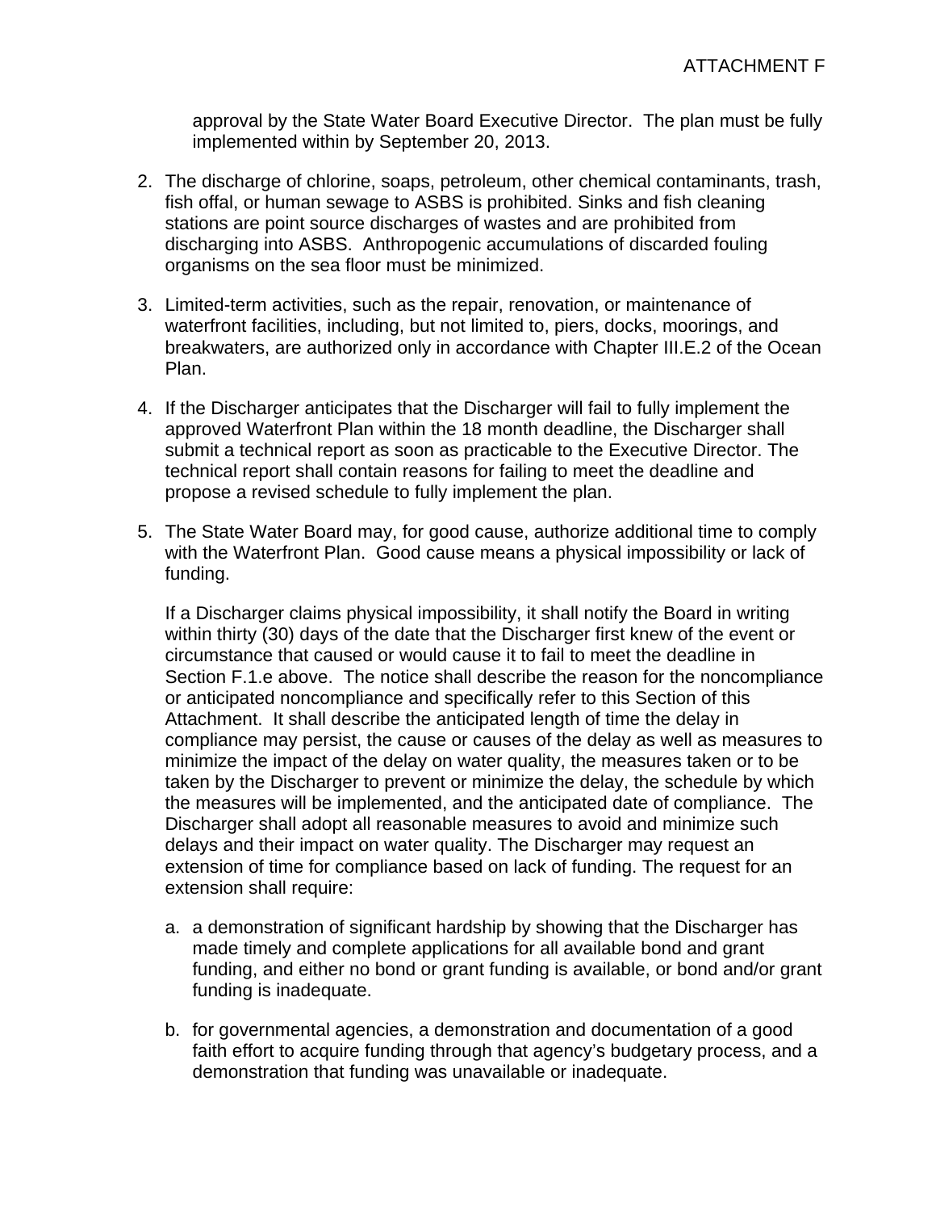approval by the State Water Board Executive Director. The plan must be fully implemented within by September 20, 2013.

2. The discharge of chlorine, soaps, petroleum, other chemical contaminants, trash, fish offal, or human sewage to ASBS is prohibited. Sinks and fish cleaning stations are point source discharges of wastes and are prohibited from discharging into ASBS. Anthropogenic accumulations of discarded fouling organisms on the sea floor must be minimized.

3. Limited-term activities, such as the repair, renovation, or maintenance of waterfront facilities, including, but not limited to, piers, docks, moorings, and breakwaters, are authorized only in accordance with Chapter III.E.2 of the Ocean Plan.

4. If the Discharger anticipates that the Discharger will fail to fully implement the approved Waterfront Plan within the 18 month deadline, the Discharger shall submit a technical report as soon as practicable to the Executive Director. The technical report shall contain reasons for failing to meet the deadline and propose a revised schedule to fully implement the plan.

5. The State Water Board may, for good cause, authorize additional time to comply with the Waterfront Plan. Good cause means a physical impossibility or lack of funding.

   If a Discharger claims physical impossibility, it shall notify the Board in writing within thirty (30) days of the date that the Discharger first knew of the event or circumstance that caused or would cause it to fail to meet the deadline in Section F.1.e above. The notice shall describe the reason for the noncompliance or anticipated noncompliance and specifically refer to this Section of this Attachment. It shall describe the anticipated length of time the delay in compliance may persist, the cause or causes of the delay as well as measures to minimize the impact of the delay on water quality, the measures taken or to be taken by the Discharger to prevent or minimize the delay, the schedule by which the measures will be implemented, and the anticipated date of compliance. The Discharger shall adopt all reasonable measures to avoid and minimize such delays and their impact on water quality. The Discharger may request an extension of time for compliance based on lack of funding. The request for an extension shall require:

   a. a demonstration of significant hardship by showing that the Discharger has made timely and complete applications for all available bond and grant funding, and either no bond or grant funding is available, or bond and/or grant funding is inadequate.

   b. for governmental agencies, a demonstration and documentation of a good faith effort to acquire funding through that agency's budgetary process, and a demonstration that funding was unavailable or inadequate.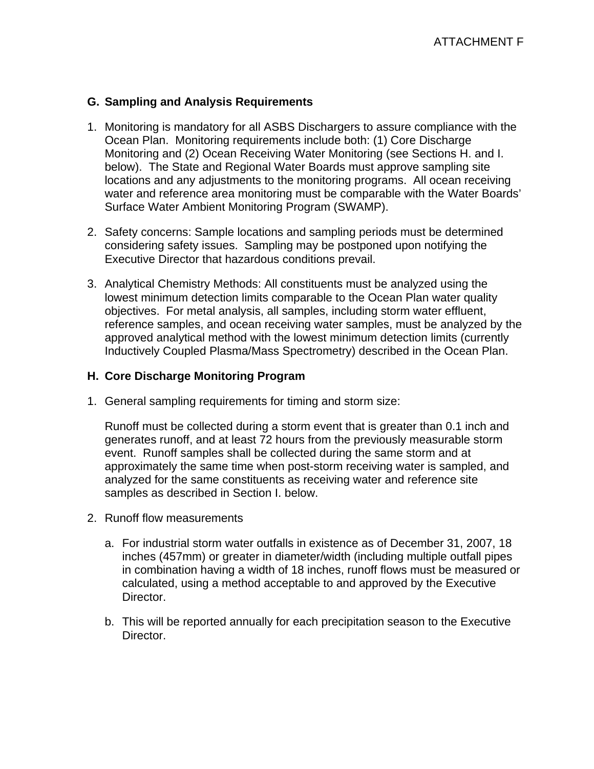## G. Sampling and Analysis Requirements

1. Monitoring is mandatory for all ASBS Dischargers to assure compliance with the Ocean Plan. Monitoring requirements include both: (1) Core Discharge Monitoring and (2) Ocean Receiving Water Monitoring (see Sections H. and I. below). The State and Regional Water Boards must approve sampling site locations and any adjustments to the monitoring programs. All ocean receiving water and reference area monitoring must be comparable with the Water Boards' Surface Water Ambient Monitoring Program (SWAMP).

2. Safety concerns: Sample locations and sampling periods must be determined considering safety issues. Sampling may be postponed upon notifying the Executive Director that hazardous conditions prevail.

3. Analytical Chemistry Methods: All constituents must be analyzed using the lowest minimum detection limits comparable to the Ocean Plan water quality objectives. For metal analysis, all samples, including storm water effluent, reference samples, and ocean receiving water samples, must be analyzed by the approved analytical method with the lowest minimum detection limits (currently Inductively Coupled Plasma/Mass Spectrometry) described in the Ocean Plan.

## H. Core Discharge Monitoring Program

1. General sampling requirements for timing and storm size:

   Runoff must be collected during a storm event that is greater than 0.1 inch and generates runoff, and at least 72 hours from the previously measurable storm event. Runoff samples shall be collected during the same storm and at approximately the same time when post-storm receiving water is sampled, and analyzed for the same constituents as receiving water and reference site samples as described in Section I. below.

2. Runoff flow measurements

   a. For industrial storm water outfalls in existence as of December 31, 2007, 18 inches (457mm) or greater in diameter/width (including multiple outfall pipes in combination having a width of 18 inches, runoff flows must be measured or calculated, using a method acceptable to and approved by the Executive Director.

   b. This will be reported annually for each precipitation season to the Executive Director.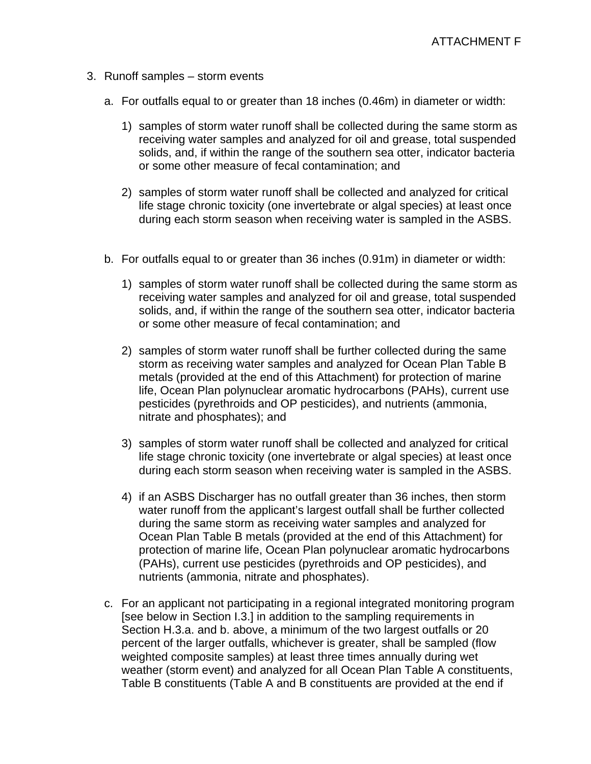3. Runoff samples – storm events

   a. For outfalls equal to or greater than 18 inches (0.46m) in diameter or width:

      1) samples of storm water runoff shall be collected during the same storm as receiving water samples and analyzed for oil and grease, total suspended solids, and, if within the range of the southern sea otter, indicator bacteria or some other measure of fecal contamination; and

      2) samples of storm water runoff shall be collected and analyzed for critical life stage chronic toxicity (one invertebrate or algal species) at least once during each storm season when receiving water is sampled in the ASBS.

   b. For outfalls equal to or greater than 36 inches (0.91m) in diameter or width:

      1) samples of storm water runoff shall be collected during the same storm as receiving water samples and analyzed for oil and grease, total suspended solids, and, if within the range of the southern sea otter, indicator bacteria or some other measure of fecal contamination; and

      2) samples of storm water runoff shall be further collected during the same storm as receiving water samples and analyzed for Ocean Plan Table B metals (provided at the end of this Attachment) for protection of marine life, Ocean Plan polynuclear aromatic hydrocarbons (PAHs), current use pesticides (pyrethroids and OP pesticides), and nutrients (ammonia, nitrate and phosphates); and

      3) samples of storm water runoff shall be collected and analyzed for critical life stage chronic toxicity (one invertebrate or algal species) at least once during each storm season when receiving water is sampled in the ASBS.

      4) if an ASBS Discharger has no outfall greater than 36 inches, then storm water runoff from the applicant's largest outfall shall be further collected during the same storm as receiving water samples and analyzed for Ocean Plan Table B metals (provided at the end of this Attachment) for protection of marine life, Ocean Plan polynuclear aromatic hydrocarbons (PAHs), current use pesticides (pyrethroids and OP pesticides), and nutrients (ammonia, nitrate and phosphates).

   c. For an applicant not participating in a regional integrated monitoring program [see below in Section I.3.] in addition to the sampling requirements in Section H.3.a. and b. above, a minimum of the two largest outfalls or 20 percent of the larger outfalls, whichever is greater, shall be sampled (flow weighted composite samples) at least three times annually during wet weather (storm event) and analyzed for all Ocean Plan Table A constituents, Table B constituents (Table A and B constituents are provided at the end if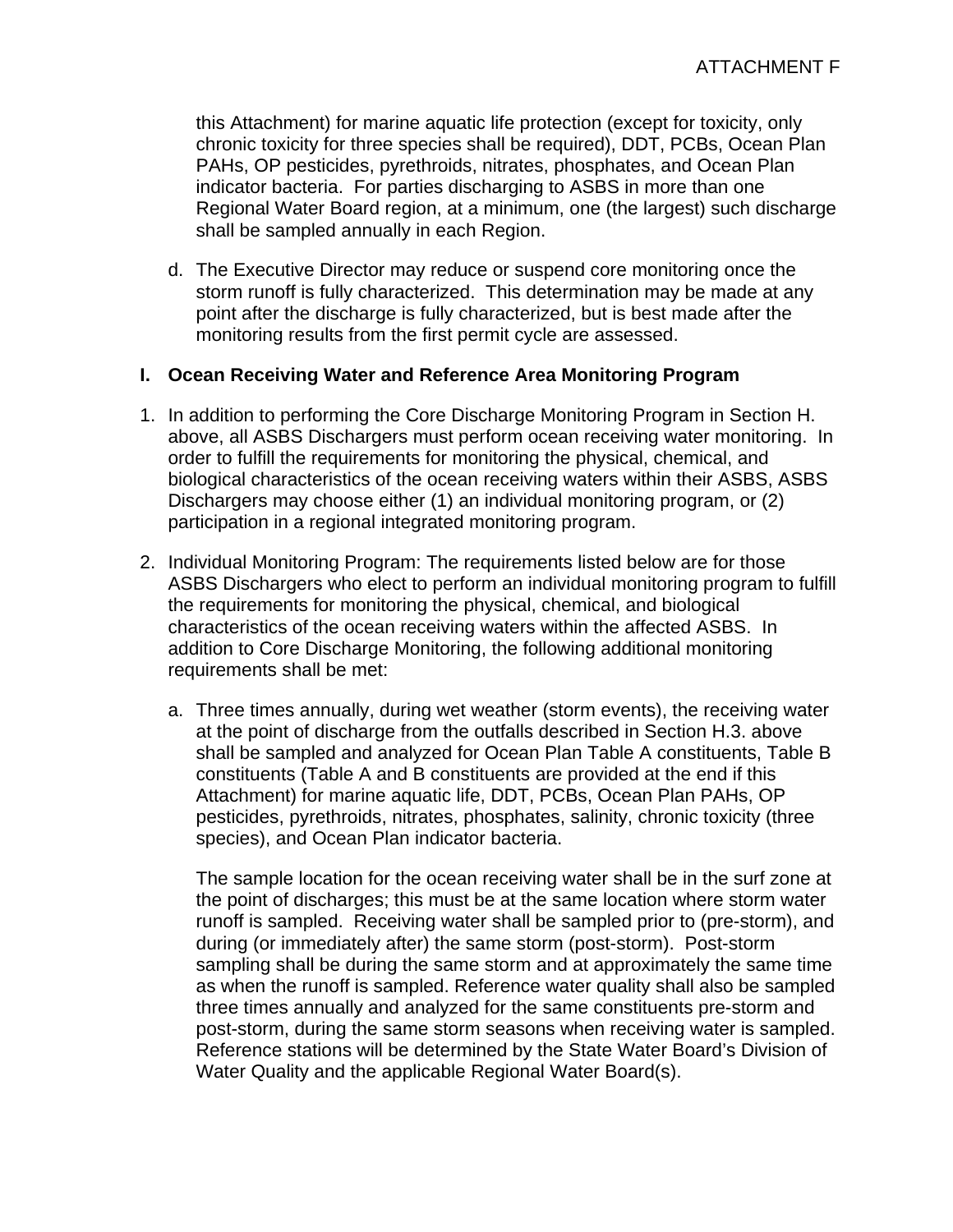this Attachment) for marine aquatic life protection (except for toxicity, only chronic toxicity for three species shall be required), DDT, PCBs, Ocean Plan PAHs, OP pesticides, pyrethroids, nitrates, phosphates, and Ocean Plan indicator bacteria. For parties discharging to ASBS in more than one Regional Water Board region, at a minimum, one (the largest) such discharge shall be sampled annually in each Region.

d. The Executive Director may reduce or suspend core monitoring once the storm runoff is fully characterized. This determination may be made at any point after the discharge is fully characterized, but is best made after the monitoring results from the first permit cycle are assessed.

## I. Ocean Receiving Water and Reference Area Monitoring Program

1. In addition to performing the Core Discharge Monitoring Program in Section H. above, all ASBS Dischargers must perform ocean receiving water monitoring. In order to fulfill the requirements for monitoring the physical, chemical, and biological characteristics of the ocean receiving waters within their ASBS, ASBS Dischargers may choose either (1) an individual monitoring program, or (2) participation in a regional integrated monitoring program.

2. Individual Monitoring Program: The requirements listed below are for those ASBS Dischargers who elect to perform an individual monitoring program to fulfill the requirements for monitoring the physical, chemical, and biological characteristics of the ocean receiving waters within the affected ASBS. In addition to Core Discharge Monitoring, the following additional monitoring requirements shall be met:

   a. Three times annually, during wet weather (storm events), the receiving water at the point of discharge from the outfalls described in Section H.3. above shall be sampled and analyzed for Ocean Plan Table A constituents, Table B constituents (Table A and B constituents are provided at the end if this Attachment) for marine aquatic life, DDT, PCBs, Ocean Plan PAHs, OP pesticides, pyrethroids, nitrates, phosphates, salinity, chronic toxicity (three species), and Ocean Plan indicator bacteria.

   The sample location for the ocean receiving water shall be in the surf zone at the point of discharges; this must be at the same location where storm water runoff is sampled. Receiving water shall be sampled prior to (pre-storm), and during (or immediately after) the same storm (post-storm). Post-storm sampling shall be during the same storm and at approximately the same time as when the runoff is sampled. Reference water quality shall also be sampled three times annually and analyzed for the same constituents pre-storm and post-storm, during the same storm seasons when receiving water is sampled. Reference stations will be determined by the State Water Board's Division of Water Quality and the applicable Regional Water Board(s).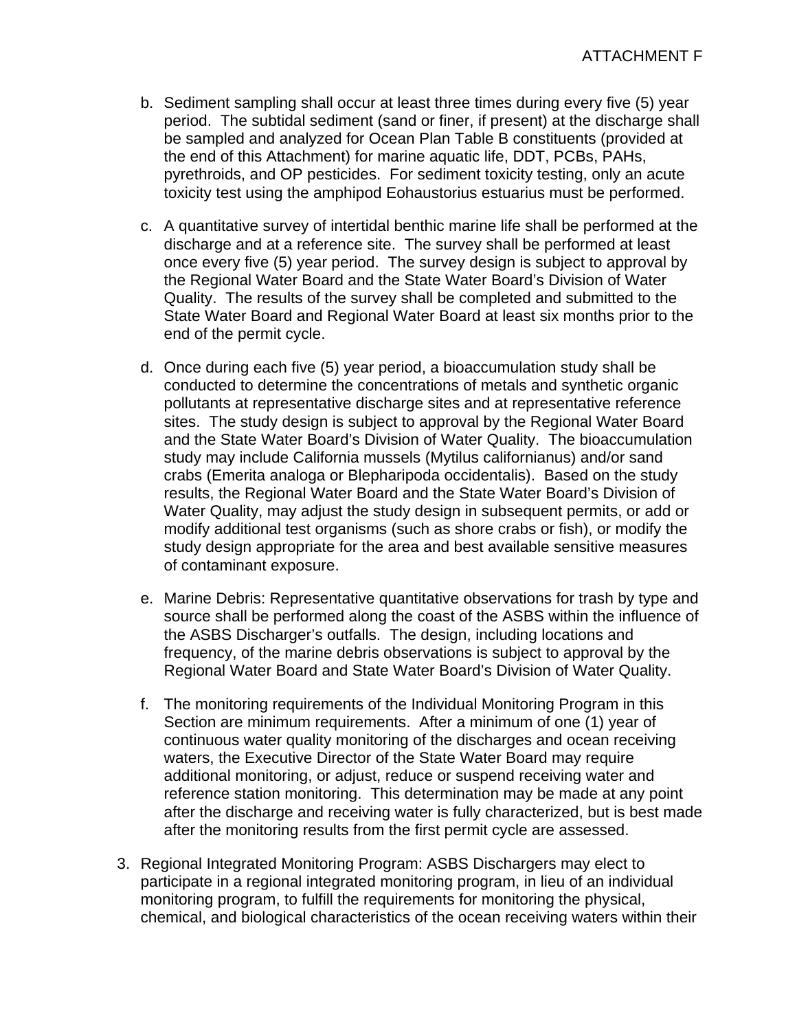b. Sediment sampling shall occur at least three times during every five (5) year period. The subtidal sediment (sand or finer, if present) at the discharge shall be sampled and analyzed for Ocean Plan Table B constituents (provided at the end of this Attachment) for marine aquatic life, DDT, PCBs, PAHs, pyrethroids, and OP pesticides. For sediment toxicity testing, only an acute toxicity test using the amphipod Eohaustorius estuarius must be performed.

c. A quantitative survey of intertidal benthic marine life shall be performed at the discharge and at a reference site. The survey shall be performed at least once every five (5) year period. The survey design is subject to approval by the Regional Water Board and the State Water Board's Division of Water Quality. The results of the survey shall be completed and submitted to the State Water Board and Regional Water Board at least six months prior to the end of the permit cycle.

d. Once during each five (5) year period, a bioaccumulation study shall be conducted to determine the concentrations of metals and synthetic organic pollutants at representative discharge sites and at representative reference sites. The study design is subject to approval by the Regional Water Board and the State Water Board's Division of Water Quality. The bioaccumulation study may include California mussels (Mytilus californianus) and/or sand crabs (Emerita analoga or Blepharipoda occidentalis). Based on the study results, the Regional Water Board and the State Water Board's Division of Water Quality, may adjust the study design in subsequent permits, or add or modify additional test organisms (such as shore crabs or fish), or modify the study design appropriate for the area and best available sensitive measures of contaminant exposure.

e. Marine Debris: Representative quantitative observations for trash by type and source shall be performed along the coast of the ASBS within the influence of the ASBS Discharger's outfalls. The design, including locations and frequency, of the marine debris observations is subject to approval by the Regional Water Board and State Water Board's Division of Water Quality.

f. The monitoring requirements of the Individual Monitoring Program in this Section are minimum requirements. After a minimum of one (1) year of continuous water quality monitoring of the discharges and ocean receiving waters, the Executive Director of the State Water Board may require additional monitoring, or adjust, reduce or suspend receiving water and reference station monitoring. This determination may be made at any point after the discharge and receiving water is fully characterized, but is best made after the monitoring results from the first permit cycle are assessed.

3. Regional Integrated Monitoring Program: ASBS Dischargers may elect to participate in a regional integrated monitoring program, in lieu of an individual monitoring program, to fulfill the requirements for monitoring the physical, chemical, and biological characteristics of the ocean receiving waters within their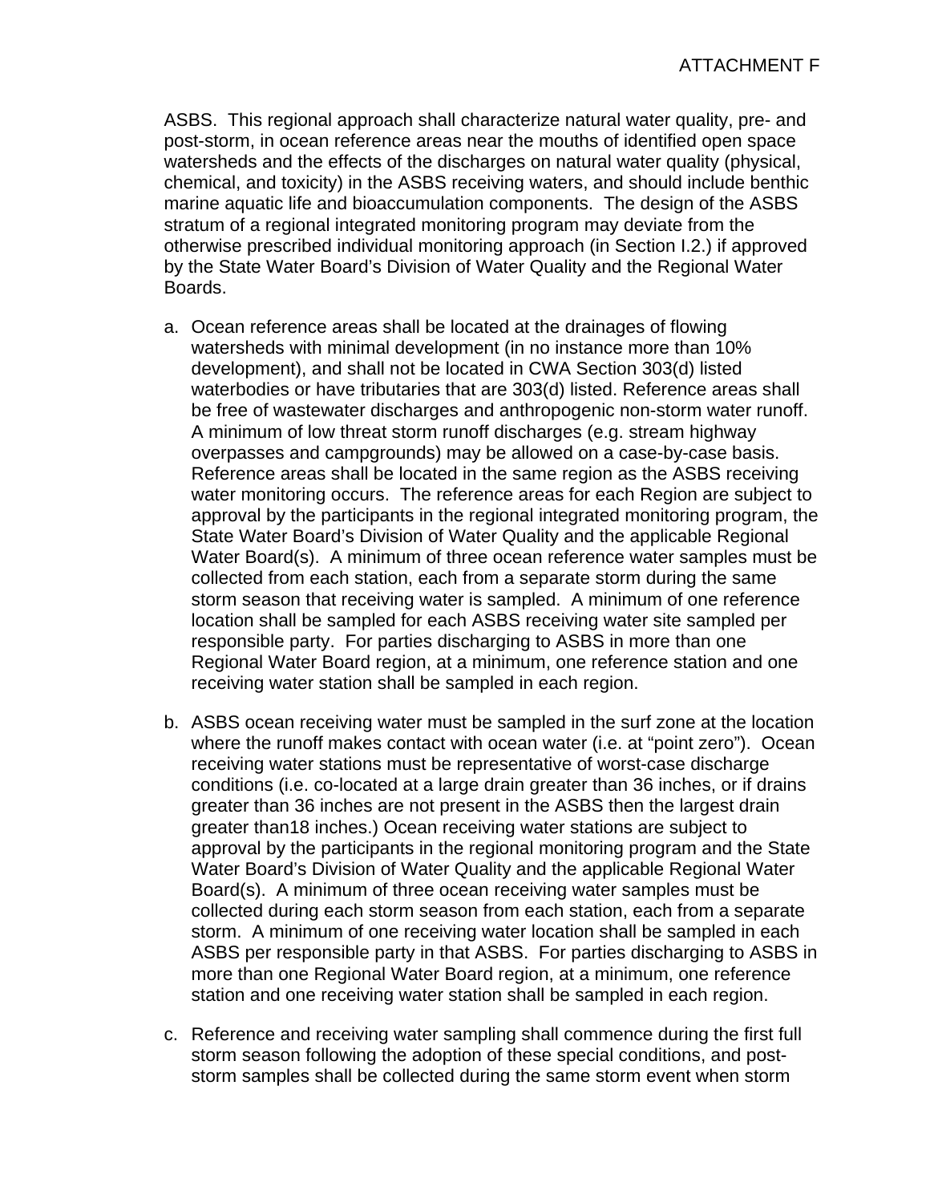ASBS. This regional approach shall characterize natural water quality, pre- and post-storm, in ocean reference areas near the mouths of identified open space watersheds and the effects of the discharges on natural water quality (physical, chemical, and toxicity) in the ASBS receiving waters, and should include benthic marine aquatic life and bioaccumulation components. The design of the ASBS stratum of a regional integrated monitoring program may deviate from the otherwise prescribed individual monitoring approach (in Section I.2.) if approved by the State Water Board's Division of Water Quality and the Regional Water Boards.

a. Ocean reference areas shall be located at the drainages of flowing watersheds with minimal development (in no instance more than 10% development), and shall not be located in CWA Section 303(d) listed waterbodies or have tributaries that are 303(d) listed. Reference areas shall be free of wastewater discharges and anthropogenic non-storm water runoff. A minimum of low threat storm runoff discharges (e.g. stream highway overpasses and campgrounds) may be allowed on a case-by-case basis. Reference areas shall be located in the same region as the ASBS receiving water monitoring occurs. The reference areas for each Region are subject to approval by the participants in the regional integrated monitoring program, the State Water Board's Division of Water Quality and the applicable Regional Water Board(s). A minimum of three ocean reference water samples must be collected from each station, each from a separate storm during the same storm season that receiving water is sampled. A minimum of one reference location shall be sampled for each ASBS receiving water site sampled per responsible party. For parties discharging to ASBS in more than one Regional Water Board region, at a minimum, one reference station and one receiving water station shall be sampled in each region.

b. ASBS ocean receiving water must be sampled in the surf zone at the location where the runoff makes contact with ocean water (i.e. at "point zero"). Ocean receiving water stations must be representative of worst-case discharge conditions (i.e. co-located at a large drain greater than 36 inches, or if drains greater than 36 inches are not present in the ASBS then the largest drain greater than18 inches.) Ocean receiving water stations are subject to approval by the participants in the regional monitoring program and the State Water Board's Division of Water Quality and the applicable Regional Water Board(s). A minimum of three ocean receiving water samples must be collected during each storm season from each station, each from a separate storm. A minimum of one receiving water location shall be sampled in each ASBS per responsible party in that ASBS. For parties discharging to ASBS in more than one Regional Water Board region, at a minimum, one reference station and one receiving water station shall be sampled in each region.

c. Reference and receiving water sampling shall commence during the first full storm season following the adoption of these special conditions, and post-storm samples shall be collected during the same storm event when storm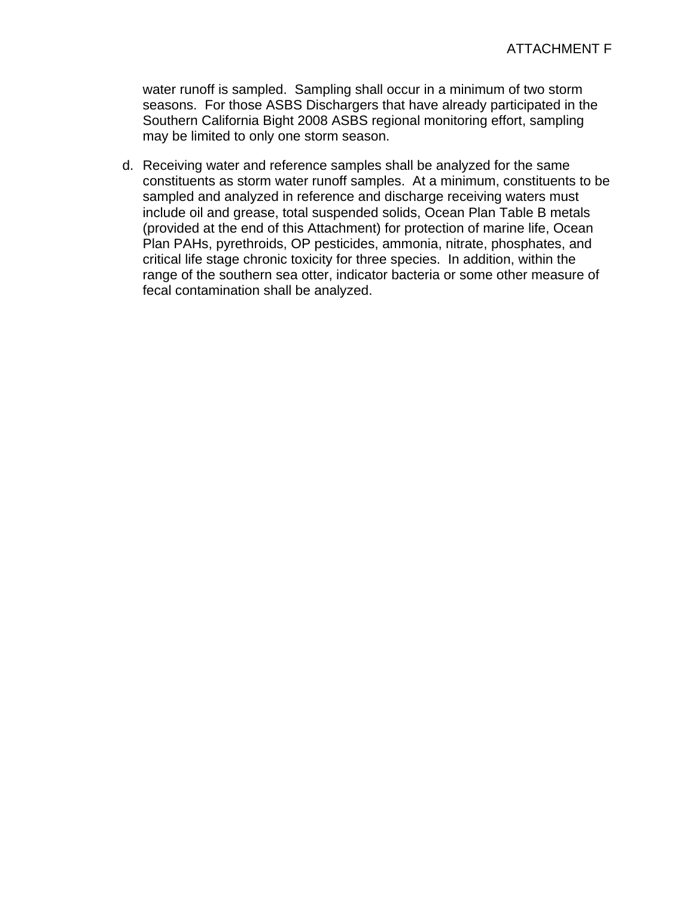water runoff is sampled.  Sampling shall occur in a minimum of two storm seasons.  For those ASBS Dischargers that have already participated in the Southern California Bight 2008 ASBS regional monitoring effort, sampling may be limited to only one storm season.

d. Receiving water and reference samples shall be analyzed for the same constituents as storm water runoff samples.  At a minimum, constituents to be sampled and analyzed in reference and discharge receiving waters must include oil and grease, total suspended solids, Ocean Plan Table B metals (provided at the end of this Attachment) for protection of marine life, Ocean Plan PAHs, pyrethroids, OP pesticides, ammonia, nitrate, phosphates, and critical life stage chronic toxicity for three species.  In addition, within the range of the southern sea otter, indicator bacteria or some other measure of fecal contamination shall be analyzed.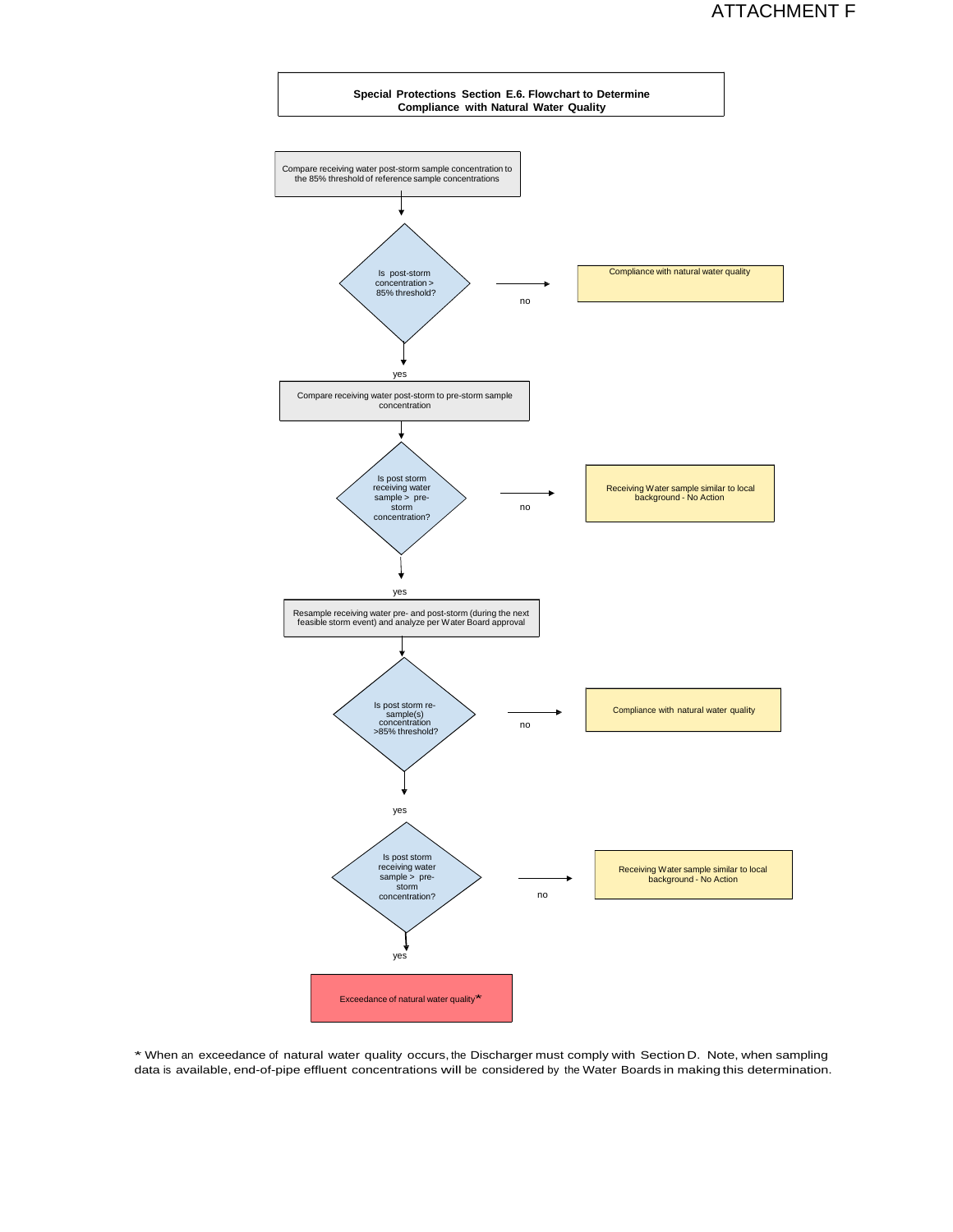ATTACHMENT F

**Special Protections Section E.6. Flowchart to Determine Compliance with Natural Water Quality**

Compare receiving water post-storm sample concentration to the 85% threshold of reference sample concentrations

Is post-storm concentration > 85% threshold?

- no → Compliance with natural water quality
- yes ↓

Compare receiving water post-storm to pre-storm sample concentration

Is post storm receiving water sample > pre-storm concentration?

- no → Receiving Water sample similar to local background - No Action
- yes ↓

Resample receiving water pre- and post-storm (during the next feasible storm event) and analyze per Water Board approval

Is post storm re-sample(s) concentration >85% threshold?

- no → Compliance with natural water quality
- yes ↓

Is post storm receiving water sample > pre-storm concentration?

- no → Receiving Water sample similar to local background - No Action
- yes ↓

Exceedance of natural water quality*

\* When an exceedance of natural water quality occurs, the Discharger must comply with Section D. Note, when sampling data is available, end-of-pipe effluent concentrations will be considered by the Water Boards in making this determination.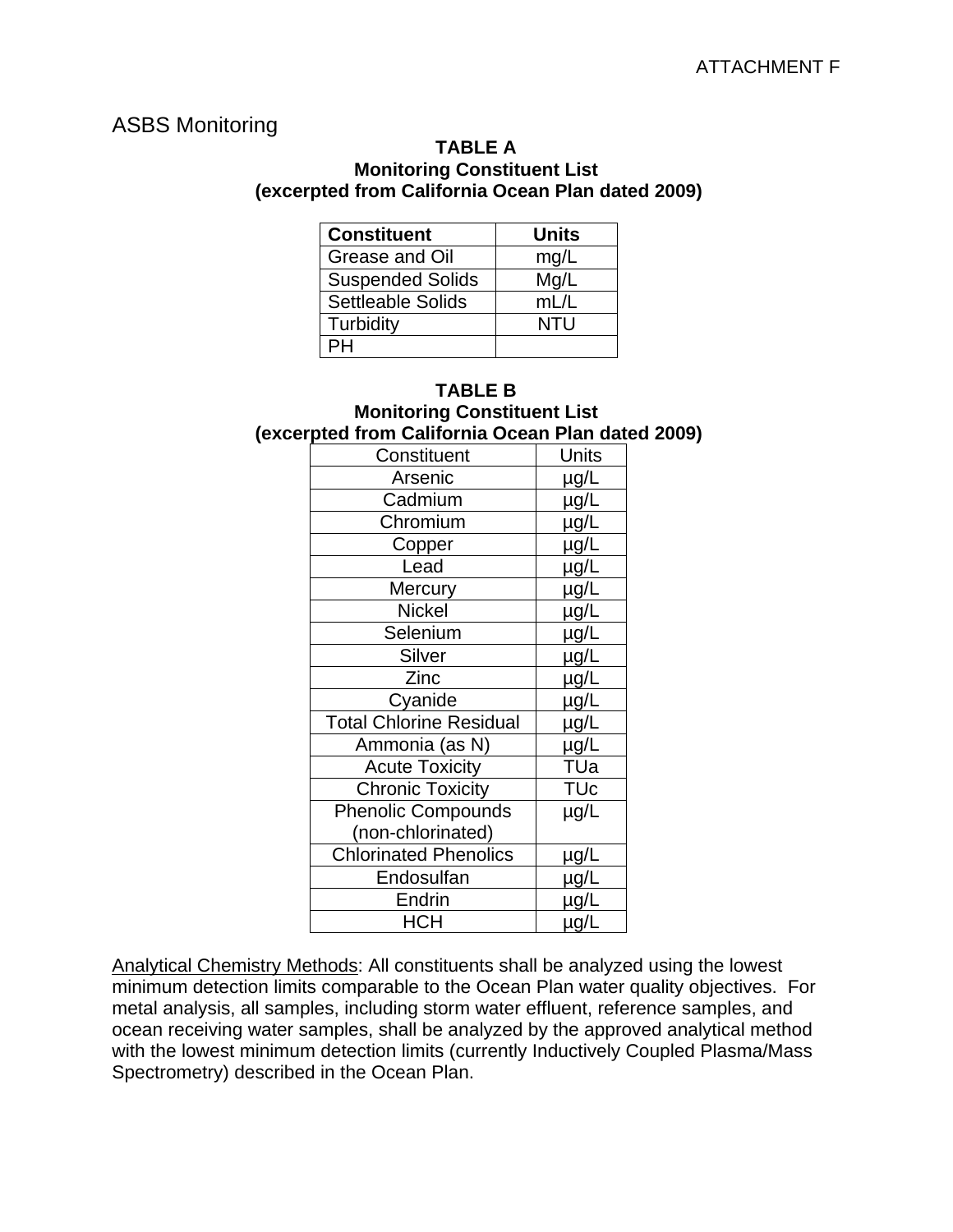ATTACHMENT F

## ASBS Monitoring

**TABLE A**
**Monitoring Constituent List**
**(excerpted from California Ocean Plan dated 2009)**

| Constituent | Units |
|---|---|
| Grease and Oil | mg/L |
| Suspended Solids | Mg/L |
| Settleable Solids | mL/L |
| Turbidity | NTU |
| PH | |

**TABLE B**
**Monitoring Constituent List**
**(excerpted from California Ocean Plan dated 2009)**

| Constituent | Units |
|---|---|
| Arsenic | μg/L |
| Cadmium | μg/L |
| Chromium | μg/L |
| Copper | μg/L |
| Lead | μg/L |
| Mercury | μg/L |
| Nickel | μg/L |
| Selenium | μg/L |
| Silver | μg/L |
| Zinc | μg/L |
| Cyanide | μg/L |
| Total Chlorine Residual | μg/L |
| Ammonia (as N) | μg/L |
| Acute Toxicity | TUa |
| Chronic Toxicity | TUc |
| Phenolic Compounds (non-chlorinated) | μg/L |
| Chlorinated Phenolics | μg/L |
| Endosulfan | μg/L |
| Endrin | μg/L |
| HCH | μg/L |

Analytical Chemistry Methods: All constituents shall be analyzed using the lowest minimum detection limits comparable to the Ocean Plan water quality objectives. For metal analysis, all samples, including storm water effluent, reference samples, and ocean receiving water samples, shall be analyzed by the approved analytical method with the lowest minimum detection limits (currently Inductively Coupled Plasma/Mass Spectrometry) described in the Ocean Plan.